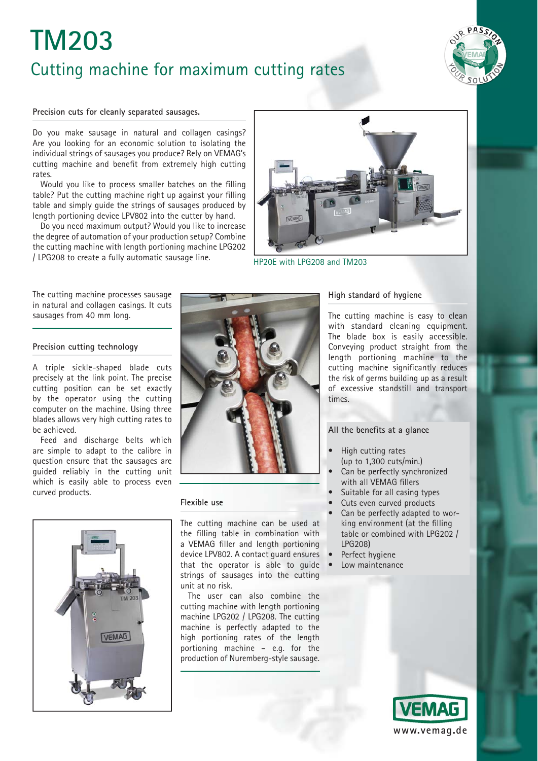# TM203

## Cutting machine for maximum cutting rates

### Precision cuts for cleanly separated sausages.

Do you make sausage in natural and collagen casings? Are you looking for an economic solution to isolating the individual strings of sausages you produce? Rely on VEMAG's cutting machine and benefit from extremely high cutting rates.

Would you like to process smaller batches on the filling table? Put the cutting machine right up against your filling table and simply guide the strings of sausages produced by length portioning device LPV802 into the cutter by hand.

Do you need maximum output? Would you like to increase the degree of automation of your production setup? Combine the cutting machine with length portioning machine LPG202 / LPG208 to create a fully automatic sausage line.

HP20E with LPG208 and TM203

The cutting machine processes sausage in natural and collagen casings. It cuts sausages from 40 mm long.

### Precision cutting technology

A triple sickle-shaped blade cuts precisely at the link point. The precise cutting position can be set exactly by the operator using the cutting computer on the machine. Using three blades allows very high cutting rates to be achieved.

Feed and discharge belts which are simple to adapt to the calibre in question ensure that the sausages are guided reliably in the cutting unit which is easily able to process even curved products.

### Flexible use

The cutting machine can be used at the filling table in combination with a VEMAG filler and length portioning device LPV802. A contact guard ensures that the operator is able to guide strings of sausages into the cutting unit at no risk.

The user can also combine the cutting machine with length portioning machine LPG202 / LPG208. The cutting machine is perfectly adapted to the high portioning rates of the length portioning machine – e.g. for the production of Nuremberg-style sausage.

### High standard of hygiene

The cutting machine is easy to clean with standard cleaning equipment. The blade box is easily accessible. Conveying product straight from the length portioning machine to the cutting machine significantly reduces the risk of germs building up as a result of excessive standstill and transport times.

### All the benefits at a glance

- High cutting rates (up to 1,300 cuts/min.)
- Can be perfectly synchronized with all VEMAG fillers
- Suitable for all casing types
- Cuts even curved products
- Can be perfectly adapted to working environment (at the filling table or combined with LPG202 / LPG208)
- Perfect hygiene
- Low maintenance

VEMAG

www.vemag.de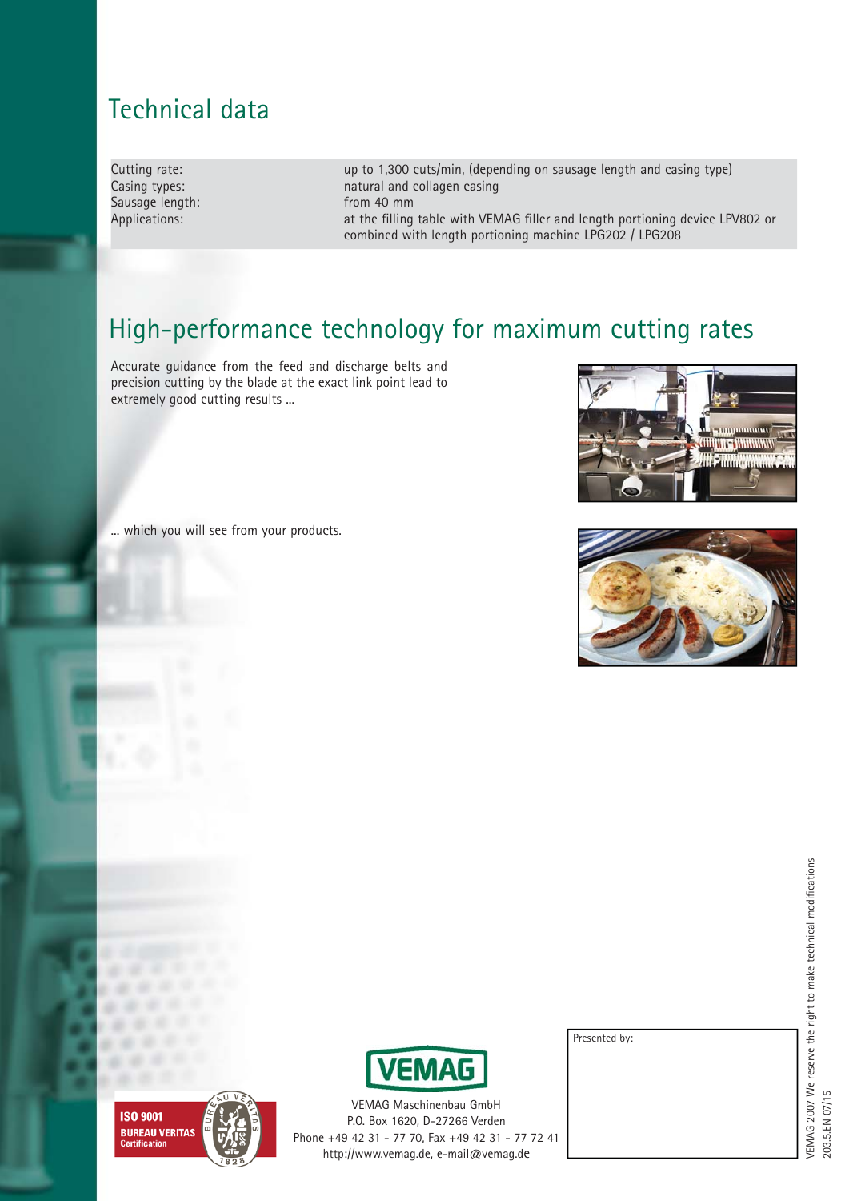## Technical data

| | |
|---|---|
| Cutting rate: | up to 1,300 cuts/min, (depending on sausage length and casing type) |
| Casing types: | natural and collagen casing |
| Sausage length: | from 40 mm |
| Applications: | at the filling table with VEMAG filler and length portioning device LPV802 or combined with length portioning machine LPG202 / LPG208 |

## High-performance technology for maximum cutting rates

Accurate guidance from the feed and discharge belts and precision cutting by the blade at the exact link point lead to extremely good cutting results ...

... which you will see from your products.

ISO 9001
BUREAU VERITAS
Certification

VEMAG

VEMAG Maschinenbau GmbH
P.O. Box 1620, D-27266 Verden
Phone +49 42 31 - 77 70, Fax +49 42 31 - 77 72 41
http://www.vemag.de, e-mail@vemag.de

Presented by:

VEMAG 2007 We reserve the right to make technical modifications
203.5.EN 07/15